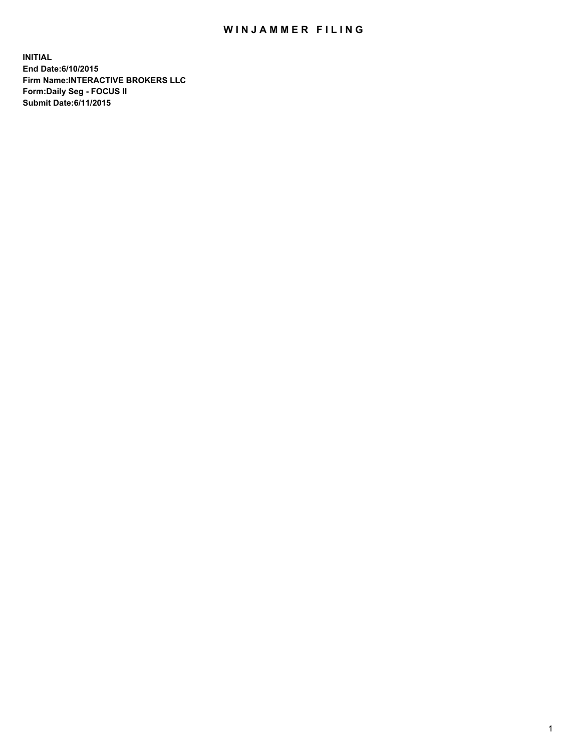# WINJAMMER FILING

**INITIAL**
**End Date:6/10/2015**
**Firm Name:INTERACTIVE BROKERS LLC**
**Form:Daily Seg - FOCUS II**
**Submit Date:6/11/2015**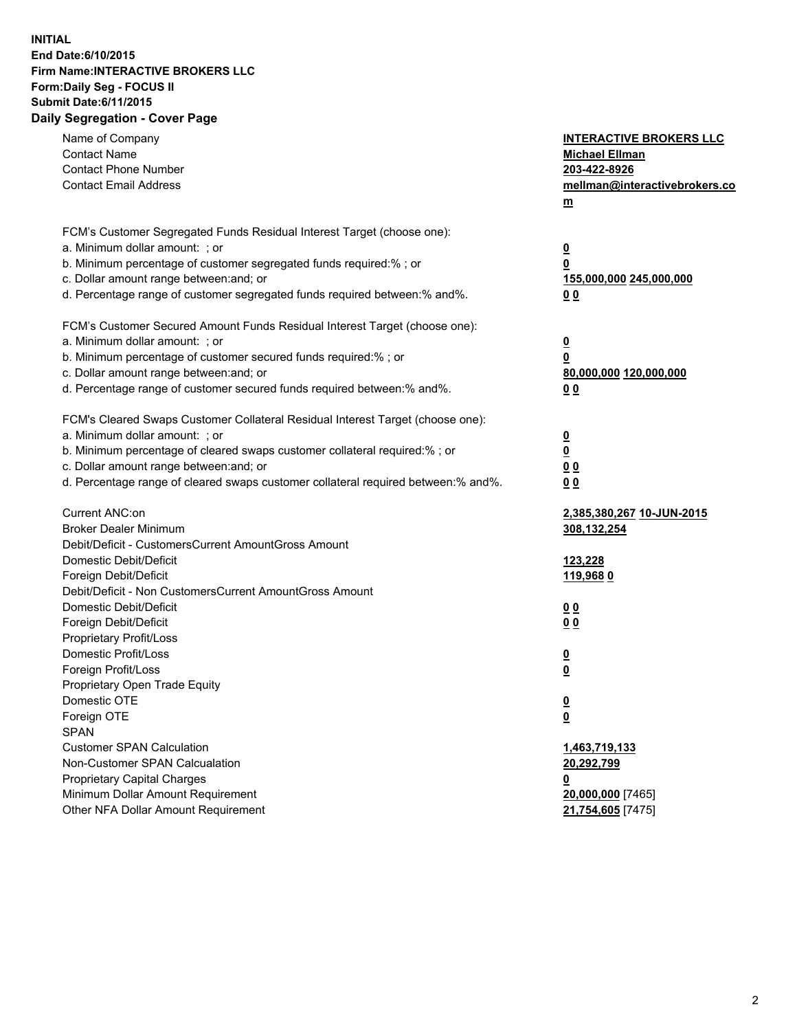**INITIAL**
**End Date:6/10/2015**
**Firm Name:INTERACTIVE BROKERS LLC**
**Form:Daily Seg - FOCUS II**
**Submit Date:6/11/2015**

## Daily Segregation - Cover Page

| | |
|---|---|
| Name of Company | **INTERACTIVE BROKERS LLC** |
| Contact Name | **Michael Ellman** |
| Contact Phone Number | **203-422-8926** |
| Contact Email Address | **mellman@interactivebrokers.com** |
| | |
| FCM's Customer Segregated Funds Residual Interest Target (choose one): | |
| a. Minimum dollar amount: ; or | **0** |
| b. Minimum percentage of customer segregated funds required:% ; or | **0** |
| c. Dollar amount range between:and; or | **155,000,000 245,000,000** |
| d. Percentage range of customer segregated funds required between:% and%. | **0 0** |
| | |
| FCM's Customer Secured Amount Funds Residual Interest Target (choose one): | |
| a. Minimum dollar amount: ; or | **0** |
| b. Minimum percentage of customer secured funds required:% ; or | **0** |
| c. Dollar amount range between:and; or | **80,000,000 120,000,000** |
| d. Percentage range of customer secured funds required between:% and%. | **0 0** |
| | |
| FCM's Cleared Swaps Customer Collateral Residual Interest Target (choose one): | |
| a. Minimum dollar amount: ; or | **0** |
| b. Minimum percentage of cleared swaps customer collateral required:% ; or | **0** |
| c. Dollar amount range between:and; or | **0 0** |
| d. Percentage range of cleared swaps customer collateral required between:% and%. | **0 0** |
| | |
| Current ANC:on | **2,385,380,267 10-JUN-2015** |
| Broker Dealer Minimum | **308,132,254** |
| Debit/Deficit - CustomersCurrent AmountGross Amount | |
| Domestic Debit/Deficit | **123,228** |
| Foreign Debit/Deficit | **119,968 0** |
| Debit/Deficit - Non CustomersCurrent AmountGross Amount | |
| Domestic Debit/Deficit | **0 0** |
| Foreign Debit/Deficit | **0 0** |
| Proprietary Profit/Loss | |
| Domestic Profit/Loss | **0** |
| Foreign Profit/Loss | **0** |
| Proprietary Open Trade Equity | |
| Domestic OTE | **0** |
| Foreign OTE | **0** |
| SPAN | |
| Customer SPAN Calculation | **1,463,719,133** |
| Non-Customer SPAN Calcualation | **20,292,799** |
| Proprietary Capital Charges | **0** |
| Minimum Dollar Amount Requirement | **20,000,000** [7465] |
| Other NFA Dollar Amount Requirement | **21,754,605** [7475] |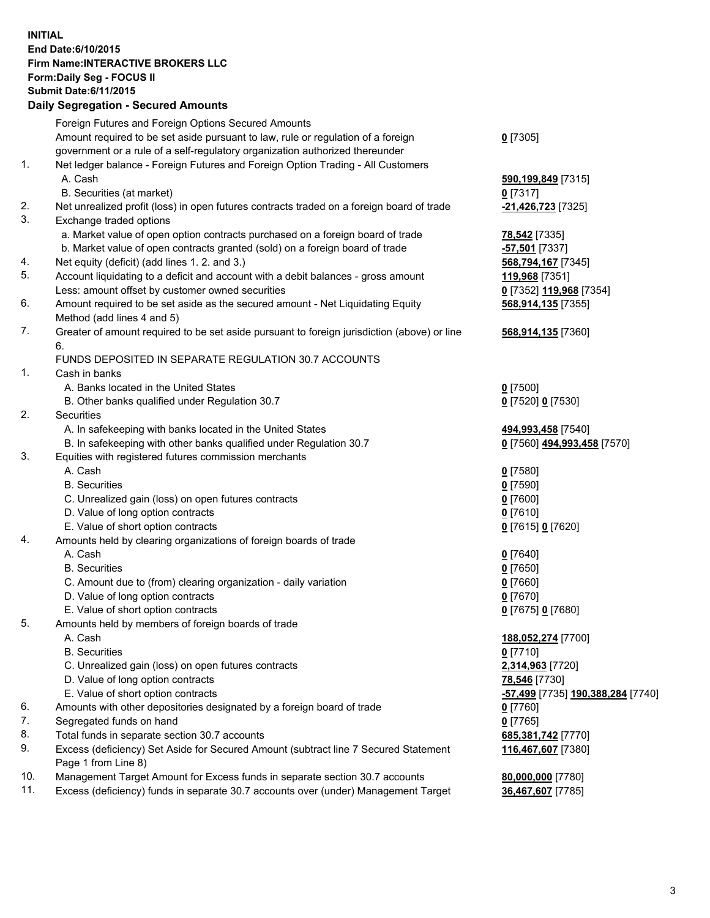**INITIAL**
**End Date:6/10/2015**
**Firm Name:INTERACTIVE BROKERS LLC**
**Form:Daily Seg - FOCUS II**
**Submit Date:6/11/2015**
**Daily Segregation - Secured Amounts**

| | | |
|---|---|---|
| | Foreign Futures and Foreign Options Secured Amounts | |
| | Amount required to be set aside pursuant to law, rule or regulation of a foreign government or a rule of a self-regulatory organization authorized thereunder | **0** [7305] |
| 1. | Net ledger balance - Foreign Futures and Foreign Option Trading - All Customers | |
| | A. Cash | **590,199,849** [7315] |
| | B. Securities (at market) | **0** [7317] |
| 2. | Net unrealized profit (loss) in open futures contracts traded on a foreign board of trade | **-21,426,723** [7325] |
| 3. | Exchange traded options | |
| | a. Market value of open option contracts purchased on a foreign board of trade | **78,542** [7335] |
| | b. Market value of open contracts granted (sold) on a foreign board of trade | **-57,501** [7337] |
| 4. | Net equity (deficit) (add lines 1. 2. and 3.) | **568,794,167** [7345] |
| 5. | Account liquidating to a deficit and account with a debit balances - gross amount | **119,968** [7351] |
| | Less: amount offset by customer owned securities | **0** [7352] **119,968** [7354] |
| 6. | Amount required to be set aside as the secured amount - Net Liquidating Equity Method (add lines 4 and 5) | **568,914,135** [7355] |
| 7. | Greater of amount required to be set aside pursuant to foreign jurisdiction (above) or line 6. | **568,914,135** [7360] |
| | FUNDS DEPOSITED IN SEPARATE REGULATION 30.7 ACCOUNTS | |
| 1. | Cash in banks | |
| | A. Banks located in the United States | **0** [7500] |
| | B. Other banks qualified under Regulation 30.7 | **0** [7520] **0** [7530] |
| 2. | Securities | |
| | A. In safekeeping with banks located in the United States | **494,993,458** [7540] |
| | B. In safekeeping with other banks qualified under Regulation 30.7 | **0** [7560] **494,993,458** [7570] |
| 3. | Equities with registered futures commission merchants | |
| | A. Cash | **0** [7580] |
| | B. Securities | **0** [7590] |
| | C. Unrealized gain (loss) on open futures contracts | **0** [7600] |
| | D. Value of long option contracts | **0** [7610] |
| | E. Value of short option contracts | **0** [7615] **0** [7620] |
| 4. | Amounts held by clearing organizations of foreign boards of trade | |
| | A. Cash | **0** [7640] |
| | B. Securities | **0** [7650] |
| | C. Amount due to (from) clearing organization - daily variation | **0** [7660] |
| | D. Value of long option contracts | **0** [7670] |
| | E. Value of short option contracts | **0** [7675] **0** [7680] |
| 5. | Amounts held by members of foreign boards of trade | |
| | A. Cash | **188,052,274** [7700] |
| | B. Securities | **0** [7710] |
| | C. Unrealized gain (loss) on open futures contracts | **2,314,963** [7720] |
| | D. Value of long option contracts | **78,546** [7730] |
| | E. Value of short option contracts | **-57,499** [7735] **190,388,284** [7740] |
| 6. | Amounts with other depositories designated by a foreign board of trade | **0** [7760] |
| 7. | Segregated funds on hand | **0** [7765] |
| 8. | Total funds in separate section 30.7 accounts | **685,381,742** [7770] |
| 9. | Excess (deficiency) Set Aside for Secured Amount (subtract line 7 Secured Statement Page 1 from Line 8) | **116,467,607** [7380] |
| 10. | Management Target Amount for Excess funds in separate section 30.7 accounts | **80,000,000** [7780] |
| 11. | Excess (deficiency) funds in separate 30.7 accounts over (under) Management Target | **36,467,607** [7785] |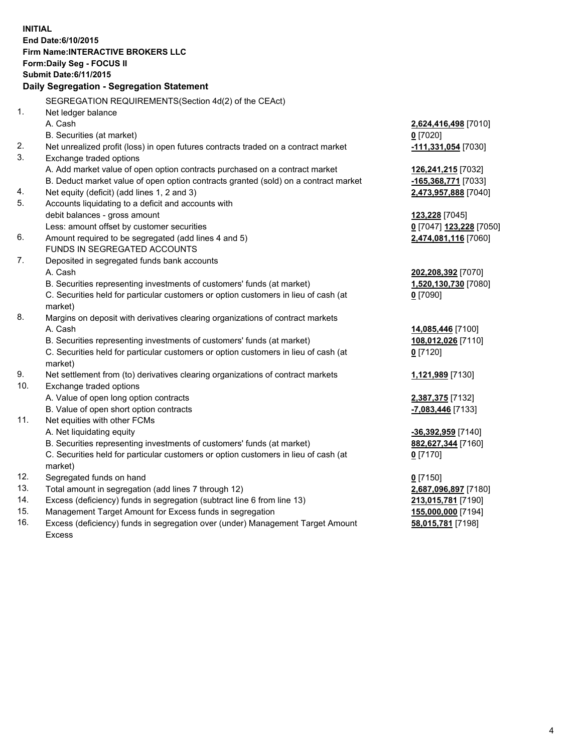**INITIAL**
**End Date:6/10/2015**
**Firm Name:INTERACTIVE BROKERS LLC**
**Form:Daily Seg - FOCUS II**
**Submit Date:6/11/2015**

**Daily Segregation - Segregation Statement**

SEGREGATION REQUIREMENTS(Section 4d(2) of the CEAct)

| | | |
|---|---|---|
| 1. | Net ledger balance | |
| | A. Cash | **2,624,416,498** [7010] |
| | B. Securities (at market) | **0** [7020] |
| 2. | Net unrealized profit (loss) in open futures contracts traded on a contract market | **-111,331,054** [7030] |
| 3. | Exchange traded options | |
| | A. Add market value of open option contracts purchased on a contract market | **126,241,215** [7032] |
| | B. Deduct market value of open option contracts granted (sold) on a contract market | **-165,368,771** [7033] |
| 4. | Net equity (deficit) (add lines 1, 2 and 3) | **2,473,957,888** [7040] |
| 5. | Accounts liquidating to a deficit and accounts with debit balances - gross amount | **123,228** [7045] |
| | Less: amount offset by customer securities | **0** [7047] **123,228** [7050] |
| 6. | Amount required to be segregated (add lines 4 and 5) | **2,474,081,116** [7060] |
| | FUNDS IN SEGREGATED ACCOUNTS | |
| 7. | Deposited in segregated funds bank accounts | |
| | A. Cash | **202,208,392** [7070] |
| | B. Securities representing investments of customers' funds (at market) | **1,520,130,730** [7080] |
| | C. Securities held for particular customers or option customers in lieu of cash (at market) | **0** [7090] |
| 8. | Margins on deposit with derivatives clearing organizations of contract markets | |
| | A. Cash | **14,085,446** [7100] |
| | B. Securities representing investments of customers' funds (at market) | **108,012,026** [7110] |
| | C. Securities held for particular customers or option customers in lieu of cash (at market) | **0** [7120] |
| 9. | Net settlement from (to) derivatives clearing organizations of contract markets | **1,121,989** [7130] |
| 10. | Exchange traded options | |
| | A. Value of open long option contracts | **2,387,375** [7132] |
| | B. Value of open short option contracts | **-7,083,446** [7133] |
| 11. | Net equities with other FCMs | |
| | A. Net liquidating equity | **-36,392,959** [7140] |
| | B. Securities representing investments of customers' funds (at market) | **882,627,344** [7160] |
| | C. Securities held for particular customers or option customers in lieu of cash (at market) | **0** [7170] |
| 12. | Segregated funds on hand | **0** [7150] |
| 13. | Total amount in segregation (add lines 7 through 12) | **2,687,096,897** [7180] |
| 14. | Excess (deficiency) funds in segregation (subtract line 6 from line 13) | **213,015,781** [7190] |
| 15. | Management Target Amount for Excess funds in segregation | **155,000,000** [7194] |
| 16. | Excess (deficiency) funds in segregation over (under) Management Target Amount Excess | **58,015,781** [7198] |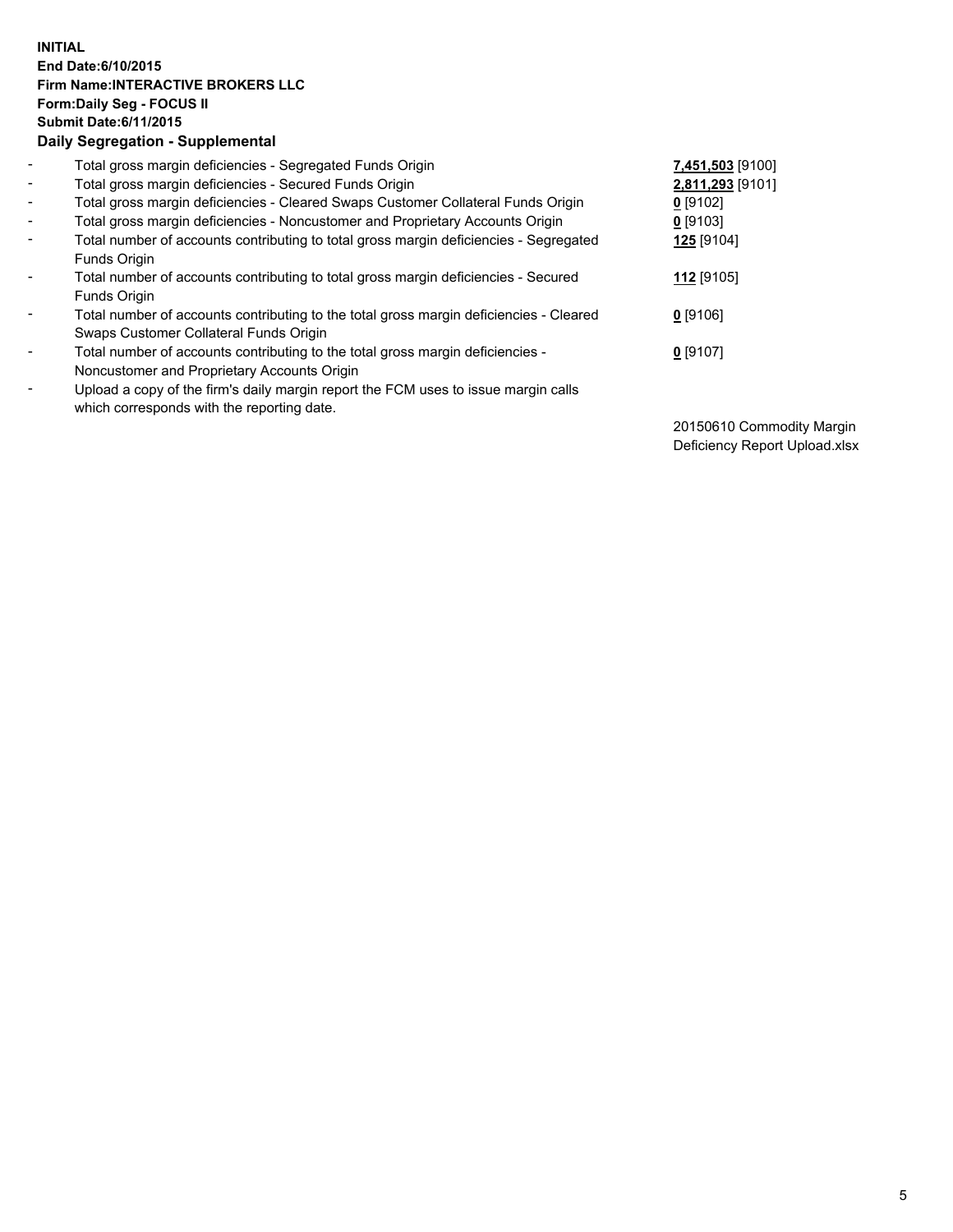**INITIAL**
**End Date:6/10/2015**
**Firm Name:INTERACTIVE BROKERS LLC**
**Form:Daily Seg - FOCUS II**
**Submit Date:6/11/2015**
**Daily Segregation - Supplemental**

| | | |
|---|---|---|
| - | Total gross margin deficiencies - Segregated Funds Origin | **7,451,503** [9100] |
| - | Total gross margin deficiencies - Secured Funds Origin | **2,811,293** [9101] |
| - | Total gross margin deficiencies - Cleared Swaps Customer Collateral Funds Origin | **0** [9102] |
| - | Total gross margin deficiencies - Noncustomer and Proprietary Accounts Origin | **0** [9103] |
| - | Total number of accounts contributing to total gross margin deficiencies - Segregated Funds Origin | **125** [9104] |
| - | Total number of accounts contributing to total gross margin deficiencies - Secured Funds Origin | **112** [9105] |
| - | Total number of accounts contributing to the total gross margin deficiencies - Cleared Swaps Customer Collateral Funds Origin | **0** [9106] |
| - | Total number of accounts contributing to the total gross margin deficiencies - Noncustomer and Proprietary Accounts Origin | **0** [9107] |
| - | Upload a copy of the firm's daily margin report the FCM uses to issue margin calls which corresponds with the reporting date. | 20150610 Commodity Margin Deficiency Report Upload.xlsx |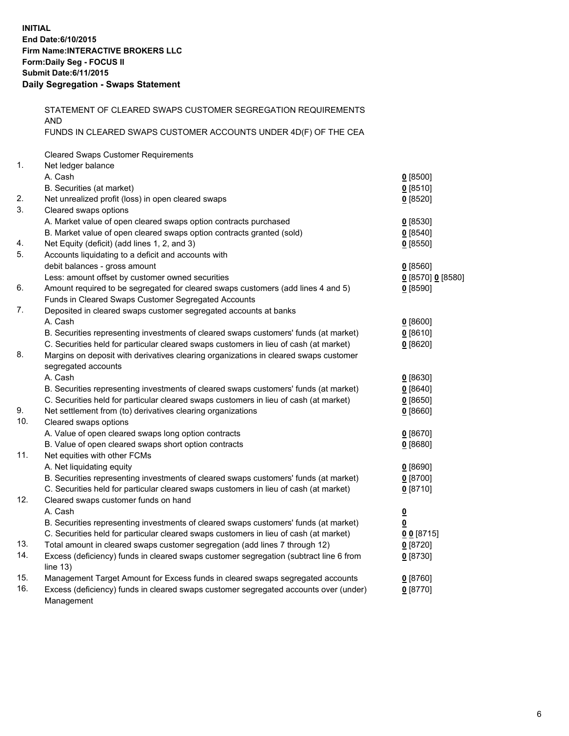**INITIAL**
**End Date:6/10/2015**
**Firm Name:INTERACTIVE BROKERS LLC**
**Form:Daily Seg - FOCUS II**
**Submit Date:6/11/2015**
**Daily Segregation - Swaps Statement**

STATEMENT OF CLEARED SWAPS CUSTOMER SEGREGATION REQUIREMENTS AND FUNDS IN CLEARED SWAPS CUSTOMER ACCOUNTS UNDER 4D(F) OF THE CEA

| | | |
|---|---|---|
| | Cleared Swaps Customer Requirements | |
| 1. | Net ledger balance | |
| | A. Cash | 0 [8500] |
| | B. Securities (at market) | 0 [8510] |
| 2. | Net unrealized profit (loss) in open cleared swaps | 0 [8520] |
| 3. | Cleared swaps options | |
| | A. Market value of open cleared swaps option contracts purchased | 0 [8530] |
| | B. Market value of open cleared swaps option contracts granted (sold) | 0 [8540] |
| 4. | Net Equity (deficit) (add lines 1, 2, and 3) | 0 [8550] |
| 5. | Accounts liquidating to a deficit and accounts with debit balances - gross amount | 0 [8560] |
| | Less: amount offset by customer owned securities | 0 [8570] 0 [8580] |
| 6. | Amount required to be segregated for cleared swaps customers (add lines 4 and 5) | 0 [8590] |
| | Funds in Cleared Swaps Customer Segregated Accounts | |
| 7. | Deposited in cleared swaps customer segregated accounts at banks | |
| | A. Cash | 0 [8600] |
| | B. Securities representing investments of cleared swaps customers' funds (at market) | 0 [8610] |
| | C. Securities held for particular cleared swaps customers in lieu of cash (at market) | 0 [8620] |
| 8. | Margins on deposit with derivatives clearing organizations in cleared swaps customer segregated accounts | |
| | A. Cash | 0 [8630] |
| | B. Securities representing investments of cleared swaps customers' funds (at market) | 0 [8640] |
| | C. Securities held for particular cleared swaps customers in lieu of cash (at market) | 0 [8650] |
| 9. | Net settlement from (to) derivatives clearing organizations | 0 [8660] |
| 10. | Cleared swaps options | |
| | A. Value of open cleared swaps long option contracts | 0 [8670] |
| | B. Value of open cleared swaps short option contracts | 0 [8680] |
| 11. | Net equities with other FCMs | |
| | A. Net liquidating equity | 0 [8690] |
| | B. Securities representing investments of cleared swaps customers' funds (at market) | 0 [8700] |
| | C. Securities held for particular cleared swaps customers in lieu of cash (at market) | 0 [8710] |
| 12. | Cleared swaps customer funds on hand | |
| | A. Cash | 0 |
| | B. Securities representing investments of cleared swaps customers' funds (at market) | 0 |
| | C. Securities held for particular cleared swaps customers in lieu of cash (at market) | 0 0 [8715] |
| 13. | Total amount in cleared swaps customer segregation (add lines 7 through 12) | 0 [8720] |
| 14. | Excess (deficiency) funds in cleared swaps customer segregation (subtract line 6 from line 13) | 0 [8730] |
| 15. | Management Target Amount for Excess funds in cleared swaps segregated accounts | 0 [8760] |
| 16. | Excess (deficiency) funds in cleared swaps customer segregated accounts over (under) Management | 0 [8770] |